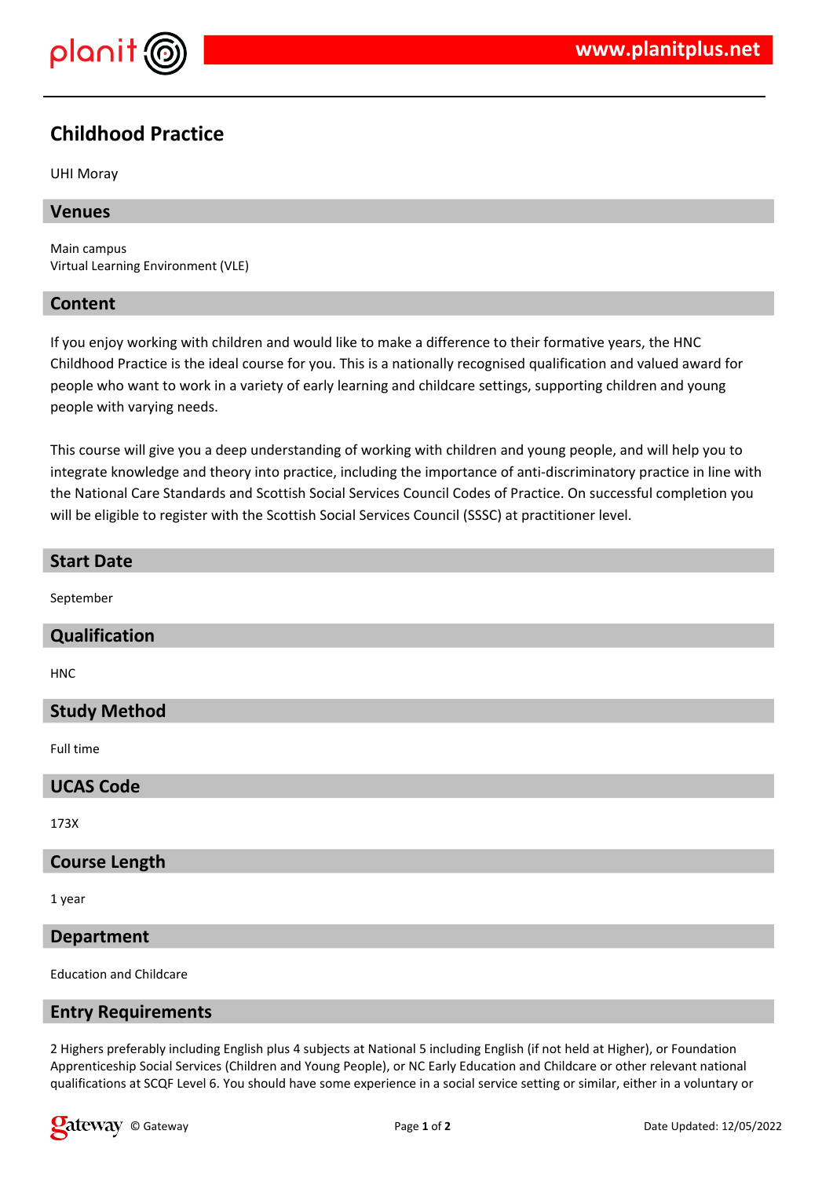# Childhood Practice

UHI Moray

## Venues

Main campus
Virtual Learning Environment (VLE)

## Content

If you enjoy working with children and would like to make a difference to their formative years, the HNC Childhood Practice is the ideal course for you. This is a nationally recognised qualification and valued award for people who want to work in a variety of early learning and childcare settings, supporting children and young people with varying needs.

This course will give you a deep understanding of working with children and young people, and will help you to integrate knowledge and theory into practice, including the importance of anti-discriminatory practice in line with the National Care Standards and Scottish Social Services Council Codes of Practice. On successful completion you will be eligible to register with the Scottish Social Services Council (SSSC) at practitioner level.

## Start Date

September

## Qualification

HNC

## Study Method

Full time

## UCAS Code

173X

## Course Length

1 year

## Department

Education and Childcare

## Entry Requirements

2 Highers preferably including English plus 4 subjects at National 5 including English (if not held at Higher), or Foundation Apprenticeship Social Services (Children and Young People), or NC Early Education and Childcare or other relevant national qualifications at SCQF Level 6. You should have some experience in a social service setting or similar, either in a voluntary or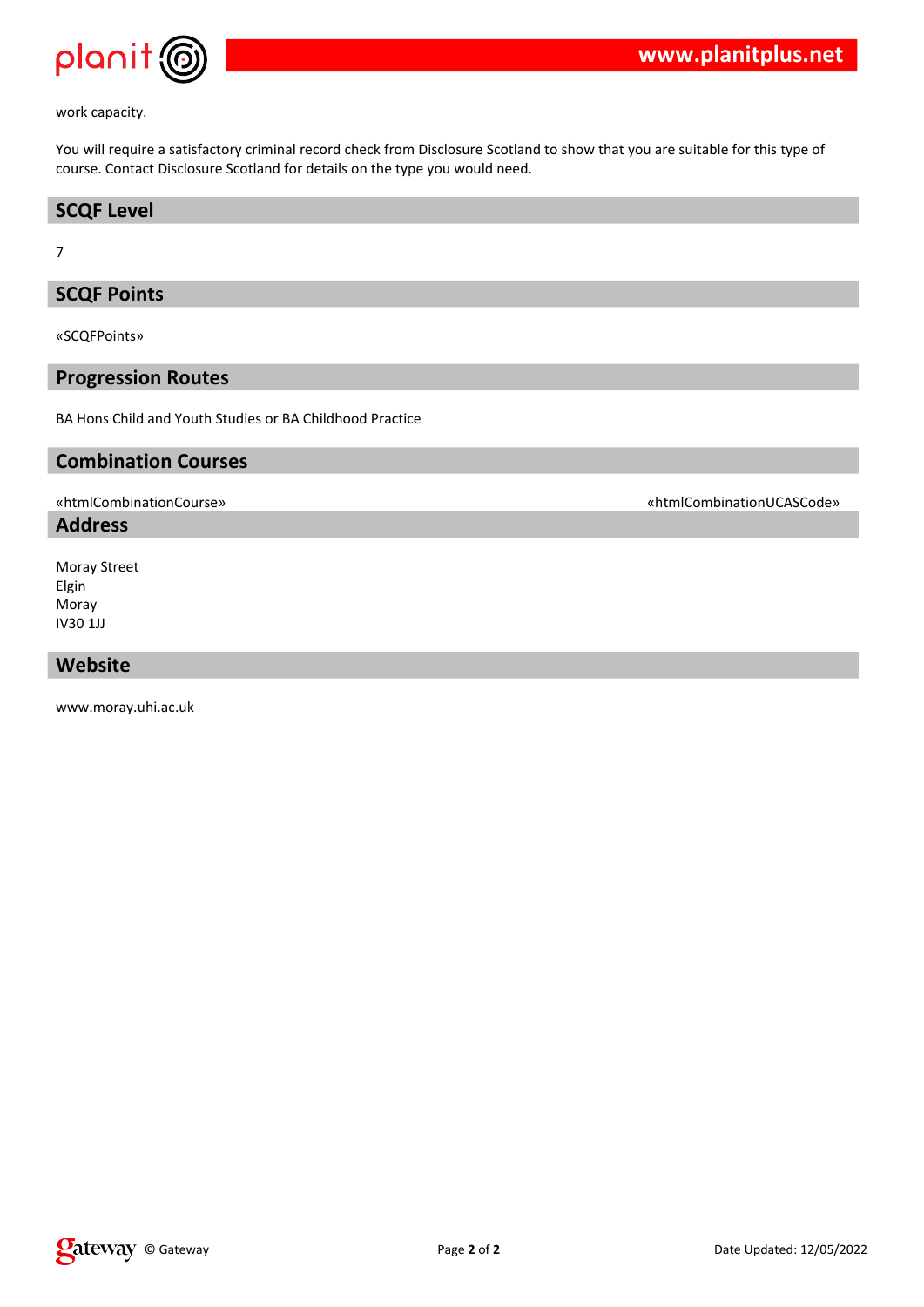work capacity.

You will require a satisfactory criminal record check from Disclosure Scotland to show that you are suitable for this type of course. Contact Disclosure Scotland for details on the type you would need.

## SCQF Level

7

## SCQF Points

«SCQFPoints»

## Progression Routes

BA Hons Child and Youth Studies or BA Childhood Practice

## Combination Courses

«htmlCombinationCourse» «htmlCombinationUCASCode»

## Address

Moray Street
Elgin
Moray
IV30 1JJ

## Website

www.moray.uhi.ac.uk